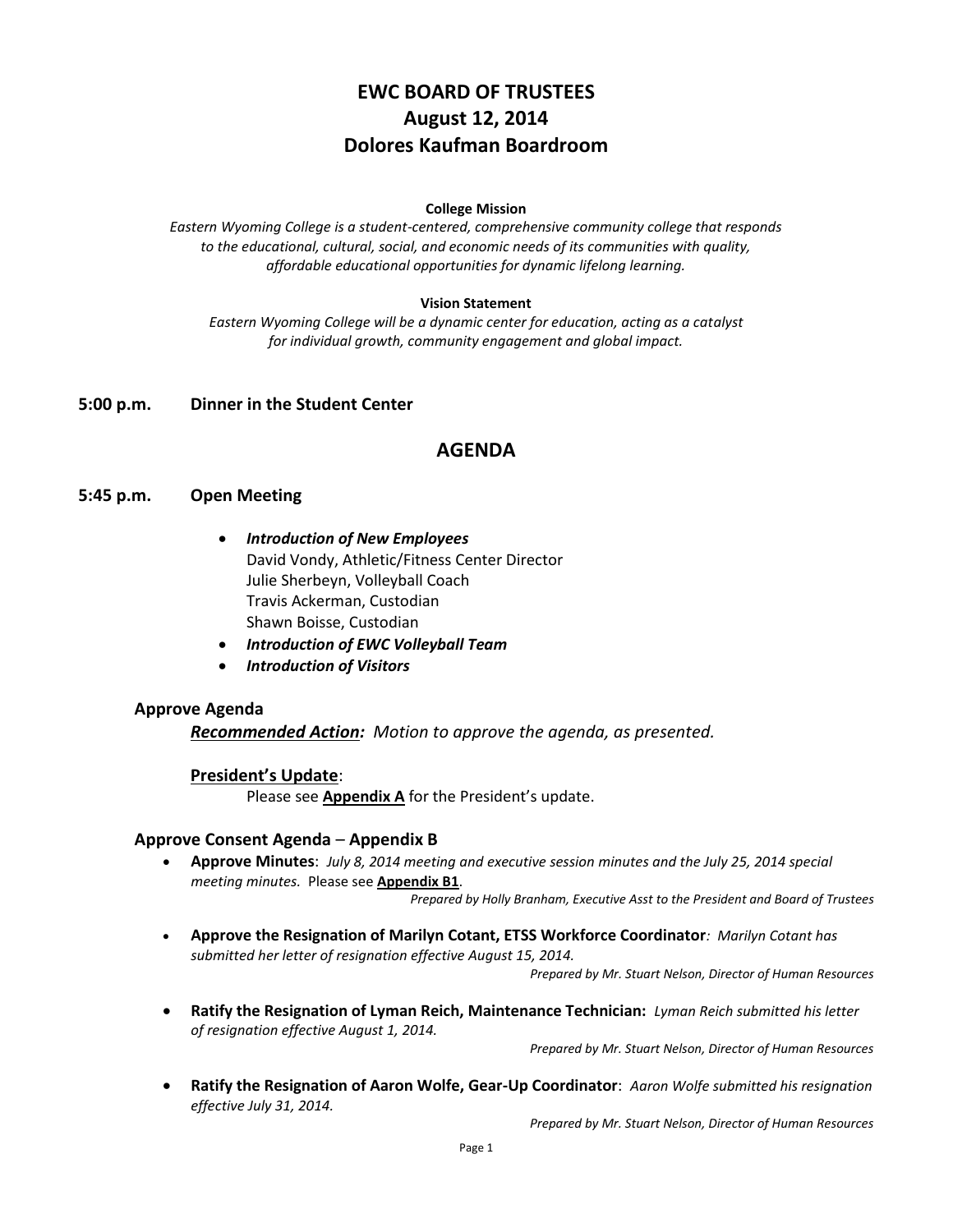# EWC BOARD OF TRUSTEES
# August 12, 2014
# Dolores Kaufman Boardroom

**College Mission**

*Eastern Wyoming College is a student-centered, comprehensive community college that responds to the educational, cultural, social, and economic needs of its communities with quality, affordable educational opportunities for dynamic lifelong learning.*

**Vision Statement**

*Eastern Wyoming College will be a dynamic center for education, acting as a catalyst for individual growth, community engagement and global impact.*

**5:00 p.m. Dinner in the Student Center**

## AGENDA

**5:45 p.m. Open Meeting**

- ***Introduction of New Employees***
  David Vondy, Athletic/Fitness Center Director
  Julie Sherbeyn, Volleyball Coach
  Travis Ackerman, Custodian
  Shawn Boisse, Custodian
- ***Introduction of EWC Volleyball Team***
- ***Introduction of Visitors***

### Approve Agenda

***Recommended Action:*** *Motion to approve the agenda, as presented.*

**President's Update**:

Please see **Appendix A** for the President's update.

### Approve Consent Agenda – Appendix B

- **Approve Minutes**: *July 8, 2014 meeting and executive session minutes and the July 25, 2014 special meeting minutes.* Please see **Appendix B1**.

  *Prepared by Holly Branham, Executive Asst to the President and Board of Trustees*

- **Approve the Resignation of Marilyn Cotant, ETSS Workforce Coordinator***: Marilyn Cotant has submitted her letter of resignation effective August 15, 2014.*

  *Prepared by Mr. Stuart Nelson, Director of Human Resources*

- **Ratify the Resignation of Lyman Reich, Maintenance Technician:** *Lyman Reich submitted his letter of resignation effective August 1, 2014.*

  *Prepared by Mr. Stuart Nelson, Director of Human Resources*

- **Ratify the Resignation of Aaron Wolfe, Gear-Up Coordinator**: *Aaron Wolfe submitted his resignation effective July 31, 2014.*

  *Prepared by Mr. Stuart Nelson, Director of Human Resources*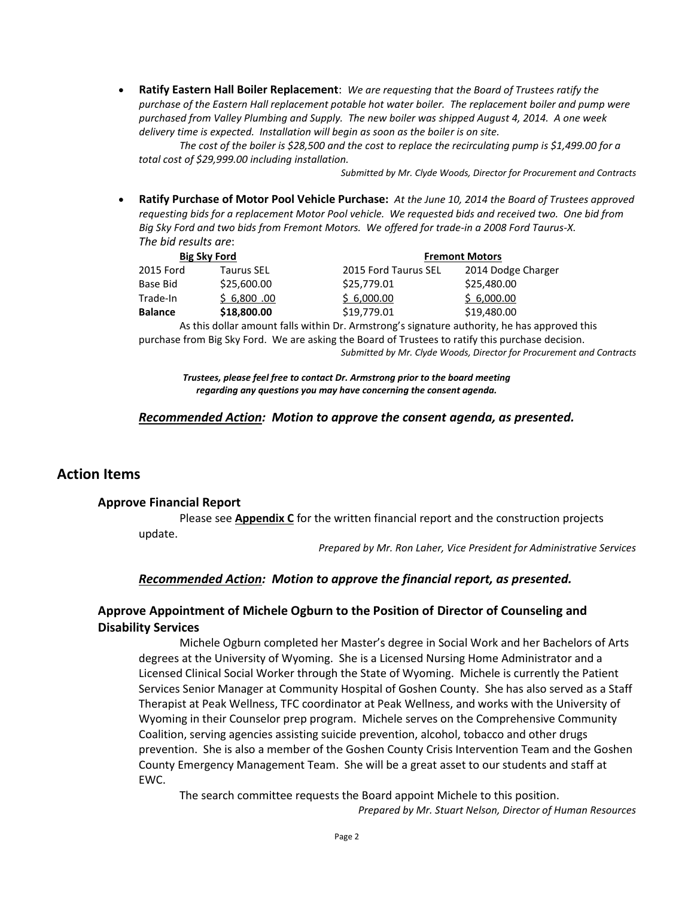- **Ratify Eastern Hall Boiler Replacement**: *We are requesting that the Board of Trustees ratify the purchase of the Eastern Hall replacement potable hot water boiler. The replacement boiler and pump were purchased from Valley Plumbing and Supply. The new boiler was shipped August 4, 2014. A one week delivery time is expected. Installation will begin as soon as the boiler is on site.*

  *The cost of the boiler is $28,500 and the cost to replace the recirculating pump is $1,499.00 for a total cost of $29,999.00 including installation.*

  *Submitted by Mr. Clyde Woods, Director for Procurement and Contracts*

- **Ratify Purchase of Motor Pool Vehicle Purchase:** *At the June 10, 2014 the Board of Trustees approved requesting bids for a replacement Motor Pool vehicle. We requested bids and received two. One bid from Big Sky Ford and two bids from Fremont Motors. We offered for trade-in a 2008 Ford Taurus-X. The bid results are*:

| Big Sky Ford | | Fremont Motors | |
|---|---|---|---|
| 2015 Ford | Taurus SEL | 2015 Ford Taurus SEL | 2014 Dodge Charger |
| Base Bid | $25,600.00 | $25,779.01 | $25,480.00 |
| Trade-In | $ 6,800 .00 | $ 6,000.00 | $ 6,000.00 |
| **Balance** | **$18,800.00** | $19,779.01 | $19,480.00 |

  As this dollar amount falls within Dr. Armstrong's signature authority, he has approved this purchase from Big Sky Ford. We are asking the Board of Trustees to ratify this purchase decision.

  *Submitted by Mr. Clyde Woods, Director for Procurement and Contracts*

***Trustees, please feel free to contact Dr. Armstrong prior to the board meeting regarding any questions you may have concerning the consent agenda.***

***Recommended Action: Motion to approve the consent agenda, as presented.***

## Action Items

### Approve Financial Report

Please see **Appendix C** for the written financial report and the construction projects update.

*Prepared by Mr. Ron Laher, Vice President for Administrative Services*

***Recommended Action: Motion to approve the financial report, as presented.***

### Approve Appointment of Michele Ogburn to the Position of Director of Counseling and Disability Services

Michele Ogburn completed her Master's degree in Social Work and her Bachelors of Arts degrees at the University of Wyoming. She is a Licensed Nursing Home Administrator and a Licensed Clinical Social Worker through the State of Wyoming. Michele is currently the Patient Services Senior Manager at Community Hospital of Goshen County. She has also served as a Staff Therapist at Peak Wellness, TFC coordinator at Peak Wellness, and works with the University of Wyoming in their Counselor prep program. Michele serves on the Comprehensive Community Coalition, serving agencies assisting suicide prevention, alcohol, tobacco and other drugs prevention. She is also a member of the Goshen County Crisis Intervention Team and the Goshen County Emergency Management Team. She will be a great asset to our students and staff at EWC.

The search committee requests the Board appoint Michele to this position.

*Prepared by Mr. Stuart Nelson, Director of Human Resources*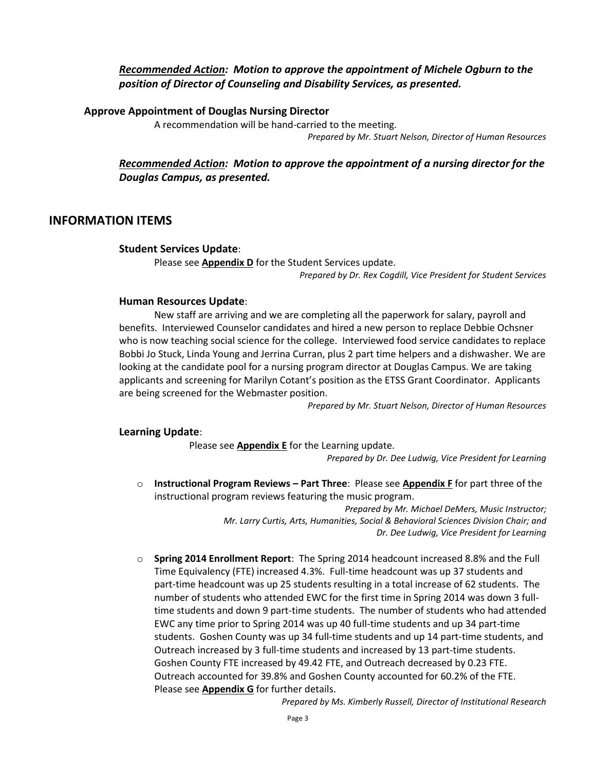***<u>Recommended Action</u>: Motion to approve the appointment of Michele Ogburn to the position of Director of Counseling and Disability Services, as presented.***

**Approve Appointment of Douglas Nursing Director**

A recommendation will be hand-carried to the meeting.

*Prepared by Mr. Stuart Nelson, Director of Human Resources*

***<u>Recommended Action</u>: Motion to approve the appointment of a nursing director for the Douglas Campus, as presented.***

## INFORMATION ITEMS

**Student Services Update**:

Please see **<u>Appendix D</u>** for the Student Services update.

*Prepared by Dr. Rex Cogdill, Vice President for Student Services*

**Human Resources Update**:

New staff are arriving and we are completing all the paperwork for salary, payroll and benefits. Interviewed Counselor candidates and hired a new person to replace Debbie Ochsner who is now teaching social science for the college. Interviewed food service candidates to replace Bobbi Jo Stuck, Linda Young and Jerrina Curran, plus 2 part time helpers and a dishwasher. We are looking at the candidate pool for a nursing program director at Douglas Campus. We are taking applicants and screening for Marilyn Cotant's position as the ETSS Grant Coordinator. Applicants are being screened for the Webmaster position.

*Prepared by Mr. Stuart Nelson, Director of Human Resources*

**Learning Update**:

Please see **<u>Appendix E</u>** for the Learning update.

*Prepared by Dr. Dee Ludwig, Vice President for Learning*

- **Instructional Program Reviews – Part Three**: Please see **<u>Appendix F</u>** for part three of the instructional program reviews featuring the music program.

  *Prepared by Mr. Michael DeMers, Music Instructor; Mr. Larry Curtis, Arts, Humanities, Social & Behavioral Sciences Division Chair; and Dr. Dee Ludwig, Vice President for Learning*

- **Spring 2014 Enrollment Report**: The Spring 2014 headcount increased 8.8% and the Full Time Equivalency (FTE) increased 4.3%. Full-time headcount was up 37 students and part-time headcount was up 25 students resulting in a total increase of 62 students. The number of students who attended EWC for the first time in Spring 2014 was down 3 full-time students and down 9 part-time students. The number of students who had attended EWC any time prior to Spring 2014 was up 40 full-time students and up 34 part-time students. Goshen County was up 34 full-time students and up 14 part-time students, and Outreach increased by 3 full-time students and increased by 13 part-time students. Goshen County FTE increased by 49.42 FTE, and Outreach decreased by 0.23 FTE. Outreach accounted for 39.8% and Goshen County accounted for 60.2% of the FTE. Please see **<u>Appendix G</u>** for further details.

  *Prepared by Ms. Kimberly Russell, Director of Institutional Research*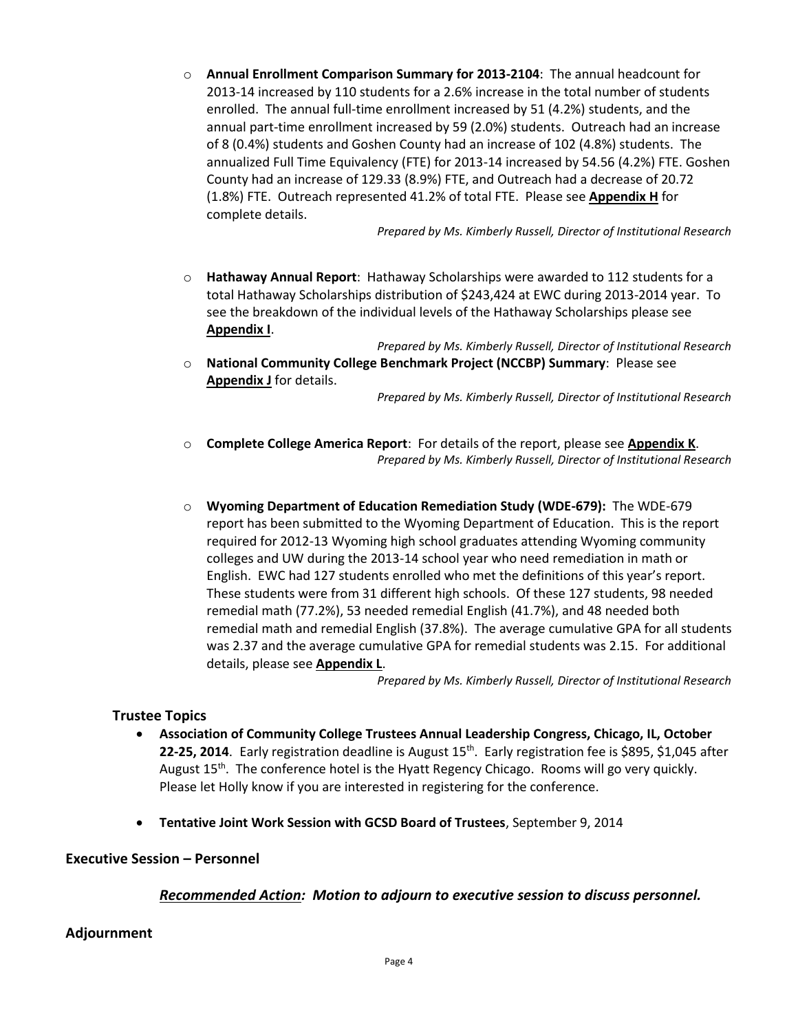- **Annual Enrollment Comparison Summary for 2013-2104**: The annual headcount for 2013-14 increased by 110 students for a 2.6% increase in the total number of students enrolled. The annual full-time enrollment increased by 51 (4.2%) students, and the annual part-time enrollment increased by 59 (2.0%) students. Outreach had an increase of 8 (0.4%) students and Goshen County had an increase of 102 (4.8%) students. The annualized Full Time Equivalency (FTE) for 2013-14 increased by 54.56 (4.2%) FTE. Goshen County had an increase of 129.33 (8.9%) FTE, and Outreach had a decrease of 20.72 (1.8%) FTE. Outreach represented 41.2% of total FTE. Please see **Appendix H** for complete details.

  *Prepared by Ms. Kimberly Russell, Director of Institutional Research*

- **Hathaway Annual Report**: Hathaway Scholarships were awarded to 112 students for a total Hathaway Scholarships distribution of $243,424 at EWC during 2013-2014 year. To see the breakdown of the individual levels of the Hathaway Scholarships please see **Appendix I**.

  *Prepared by Ms. Kimberly Russell, Director of Institutional Research*

- **National Community College Benchmark Project (NCCBP) Summary**: Please see **Appendix J** for details.

  *Prepared by Ms. Kimberly Russell, Director of Institutional Research*

- **Complete College America Report**: For details of the report, please see **Appendix K**.

  *Prepared by Ms. Kimberly Russell, Director of Institutional Research*

- **Wyoming Department of Education Remediation Study (WDE-679):** The WDE-679 report has been submitted to the Wyoming Department of Education. This is the report required for 2012-13 Wyoming high school graduates attending Wyoming community colleges and UW during the 2013-14 school year who need remediation in math or English. EWC had 127 students enrolled who met the definitions of this year's report. These students were from 31 different high schools. Of these 127 students, 98 needed remedial math (77.2%), 53 needed remedial English (41.7%), and 48 needed both remedial math and remedial English (37.8%). The average cumulative GPA for all students was 2.37 and the average cumulative GPA for remedial students was 2.15. For additional details, please see **Appendix L**.

  *Prepared by Ms. Kimberly Russell, Director of Institutional Research*

### Trustee Topics

- **Association of Community College Trustees Annual Leadership Congress, Chicago, IL, October 22-25, 2014**. Early registration deadline is August 15th. Early registration fee is $895, $1,045 after August 15th. The conference hotel is the Hyatt Regency Chicago. Rooms will go very quickly. Please let Holly know if you are interested in registering for the conference.

- **Tentative Joint Work Session with GCSD Board of Trustees**, September 9, 2014

### Executive Session – Personnel

***Recommended Action:** Motion to adjourn to executive session to discuss personnel.*

### Adjournment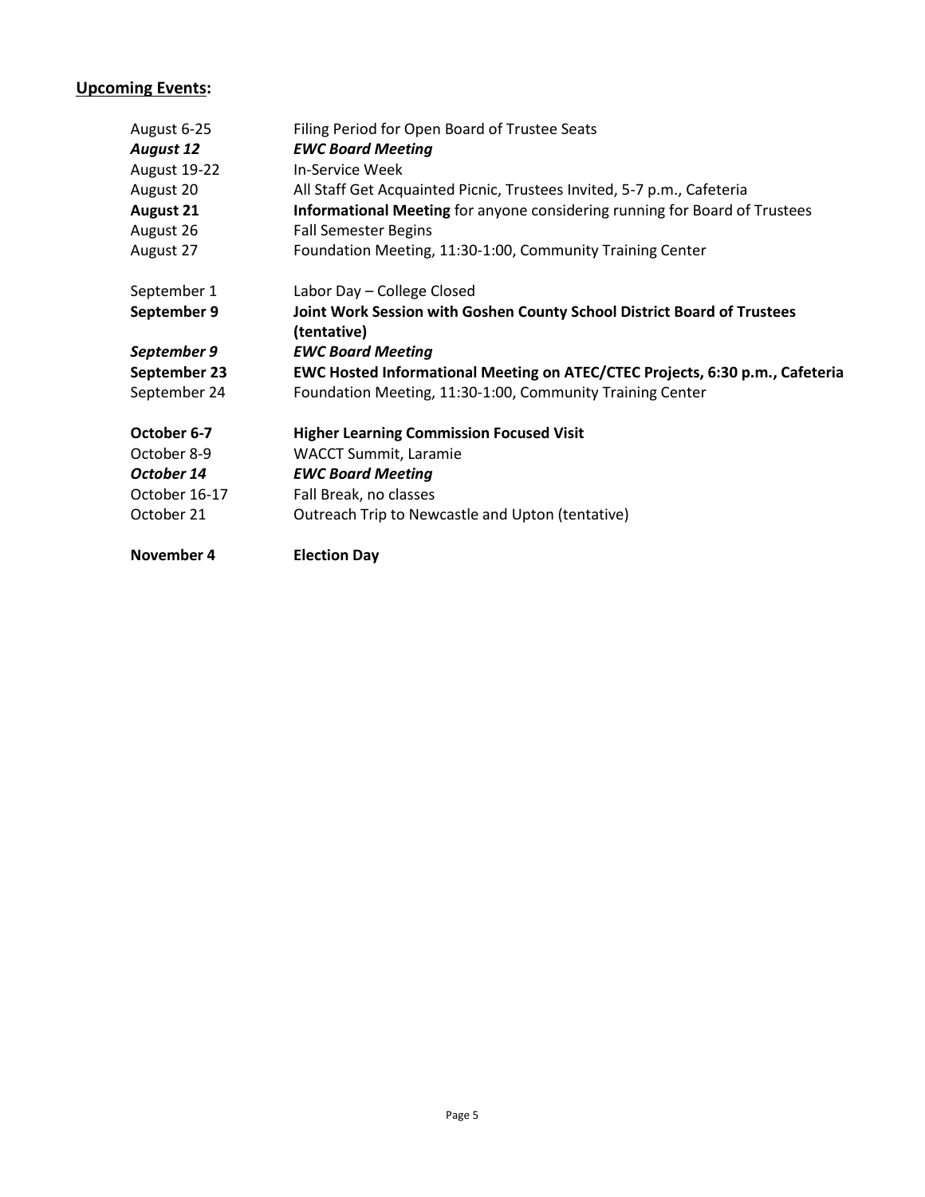**Upcoming Events:**

| | |
|---|---|
| August 6-25 | Filing Period for Open Board of Trustee Seats |
| ***August 12*** | ***EWC Board Meeting*** |
| August 19-22 | In-Service Week |
| August 20 | All Staff Get Acquainted Picnic, Trustees Invited, 5-7 p.m., Cafeteria |
| **August 21** | **Informational Meeting** for anyone considering running for Board of Trustees |
| August 26 | Fall Semester Begins |
| August 27 | Foundation Meeting, 11:30-1:00, Community Training Center |
| September 1 | Labor Day – College Closed |
| **September 9** | **Joint Work Session with Goshen County School District Board of Trustees (tentative)** |
| ***September 9*** | ***EWC Board Meeting*** |
| **September 23** | **EWC Hosted Informational Meeting on ATEC/CTEC Projects, 6:30 p.m., Cafeteria** |
| September 24 | Foundation Meeting, 11:30-1:00, Community Training Center |
| **October 6-7** | **Higher Learning Commission Focused Visit** |
| October 8-9 | WACCT Summit, Laramie |
| ***October 14*** | ***EWC Board Meeting*** |
| October 16-17 | Fall Break, no classes |
| October 21 | Outreach Trip to Newcastle and Upton (tentative) |
| **November 4** | **Election Day** |